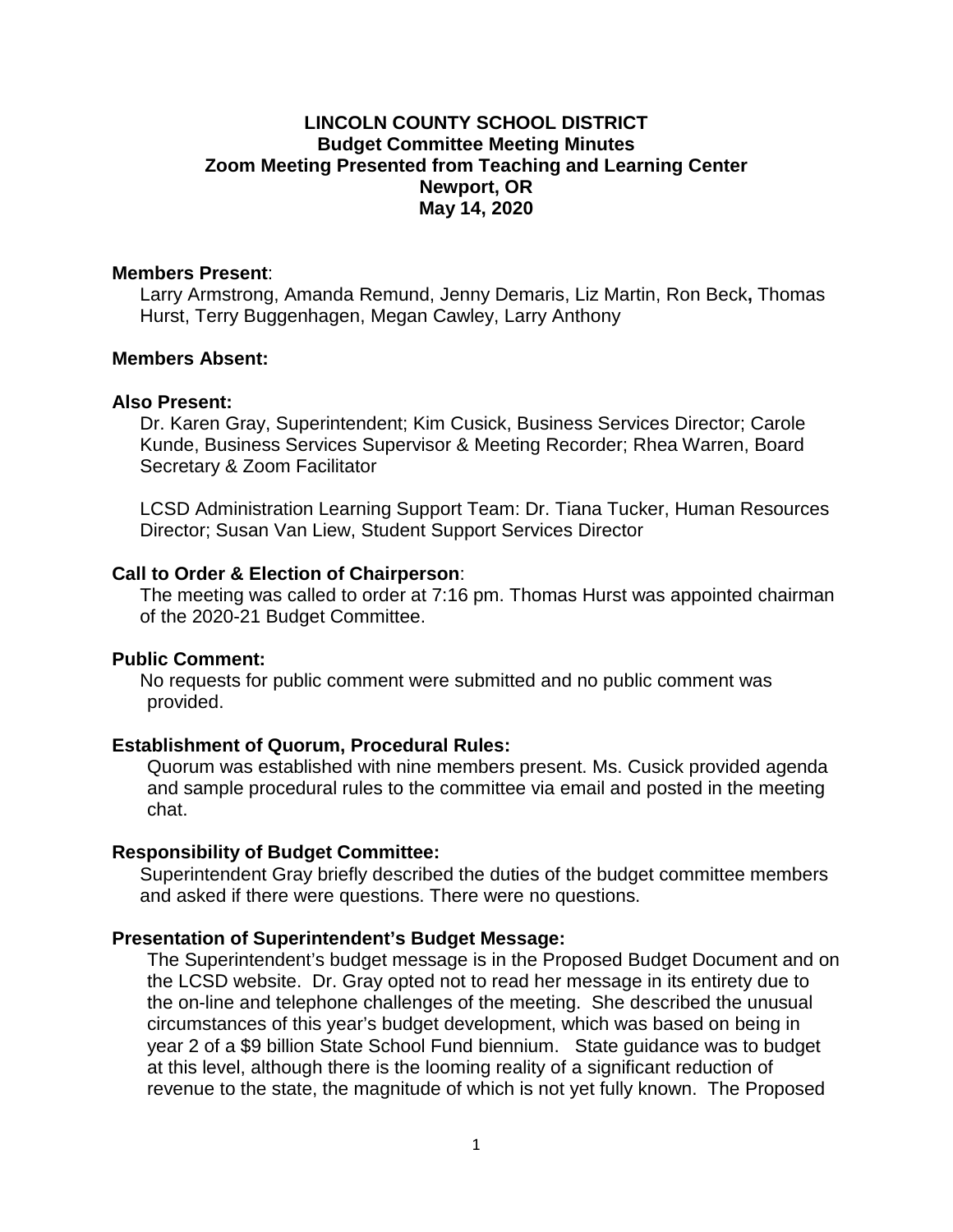# LINCOLN COUNTY SCHOOL DISTRICT
## Budget Committee Meeting Minutes
## Zoom Meeting Presented from Teaching and Learning Center
## Newport, OR
## May 14, 2020

**Members Present**:

Larry Armstrong, Amanda Remund, Jenny Demaris, Liz Martin, Ron Beck**,** Thomas Hurst, Terry Buggenhagen, Megan Cawley, Larry Anthony

**Members Absent:**

**Also Present:**

Dr. Karen Gray, Superintendent; Kim Cusick, Business Services Director; Carole Kunde, Business Services Supervisor & Meeting Recorder; Rhea Warren, Board Secretary & Zoom Facilitator

LCSD Administration Learning Support Team: Dr. Tiana Tucker, Human Resources Director; Susan Van Liew, Student Support Services Director

**Call to Order & Election of Chairperson**:

The meeting was called to order at 7:16 pm. Thomas Hurst was appointed chairman of the 2020-21 Budget Committee.

**Public Comment:**

No requests for public comment were submitted and no public comment was provided.

**Establishment of Quorum, Procedural Rules:**

Quorum was established with nine members present. Ms. Cusick provided agenda and sample procedural rules to the committee via email and posted in the meeting chat.

**Responsibility of Budget Committee:**

Superintendent Gray briefly described the duties of the budget committee members and asked if there were questions. There were no questions.

**Presentation of Superintendent's Budget Message:**

The Superintendent's budget message is in the Proposed Budget Document and on the LCSD website. Dr. Gray opted not to read her message in its entirety due to the on-line and telephone challenges of the meeting. She described the unusual circumstances of this year's budget development, which was based on being in year 2 of a $9 billion State School Fund biennium. State guidance was to budget at this level, although there is the looming reality of a significant reduction of revenue to the state, the magnitude of which is not yet fully known. The Proposed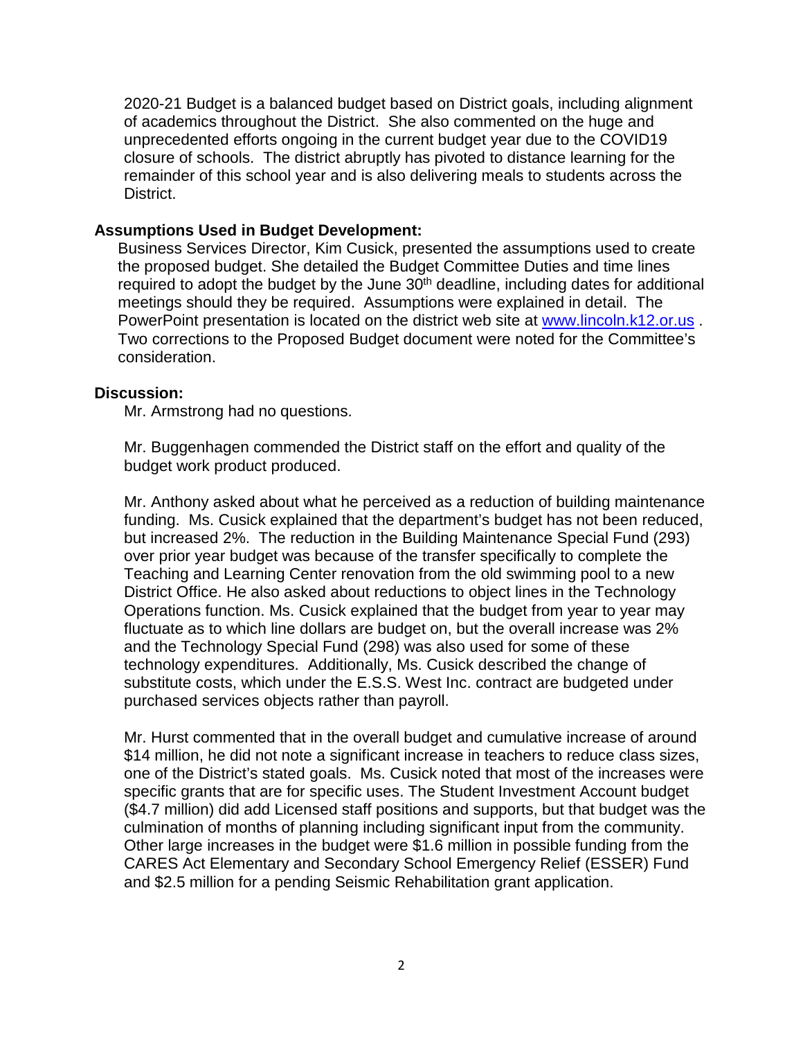2020-21 Budget is a balanced budget based on District goals, including alignment of academics throughout the District. She also commented on the huge and unprecedented efforts ongoing in the current budget year due to the COVID19 closure of schools. The district abruptly has pivoted to distance learning for the remainder of this school year and is also delivering meals to students across the District.

**Assumptions Used in Budget Development:**

Business Services Director, Kim Cusick, presented the assumptions used to create the proposed budget. She detailed the Budget Committee Duties and time lines required to adopt the budget by the June 30th deadline, including dates for additional meetings should they be required. Assumptions were explained in detail. The PowerPoint presentation is located on the district web site at www.lincoln.k12.or.us . Two corrections to the Proposed Budget document were noted for the Committee's consideration.

**Discussion:**

Mr. Armstrong had no questions.

Mr. Buggenhagen commended the District staff on the effort and quality of the budget work product produced.

Mr. Anthony asked about what he perceived as a reduction of building maintenance funding. Ms. Cusick explained that the department's budget has not been reduced, but increased 2%. The reduction in the Building Maintenance Special Fund (293) over prior year budget was because of the transfer specifically to complete the Teaching and Learning Center renovation from the old swimming pool to a new District Office. He also asked about reductions to object lines in the Technology Operations function. Ms. Cusick explained that the budget from year to year may fluctuate as to which line dollars are budget on, but the overall increase was 2% and the Technology Special Fund (298) was also used for some of these technology expenditures. Additionally, Ms. Cusick described the change of substitute costs, which under the E.S.S. West Inc. contract are budgeted under purchased services objects rather than payroll.

Mr. Hurst commented that in the overall budget and cumulative increase of around $14 million, he did not note a significant increase in teachers to reduce class sizes, one of the District's stated goals. Ms. Cusick noted that most of the increases were specific grants that are for specific uses. The Student Investment Account budget ($4.7 million) did add Licensed staff positions and supports, but that budget was the culmination of months of planning including significant input from the community. Other large increases in the budget were $1.6 million in possible funding from the CARES Act Elementary and Secondary School Emergency Relief (ESSER) Fund and $2.5 million for a pending Seismic Rehabilitation grant application.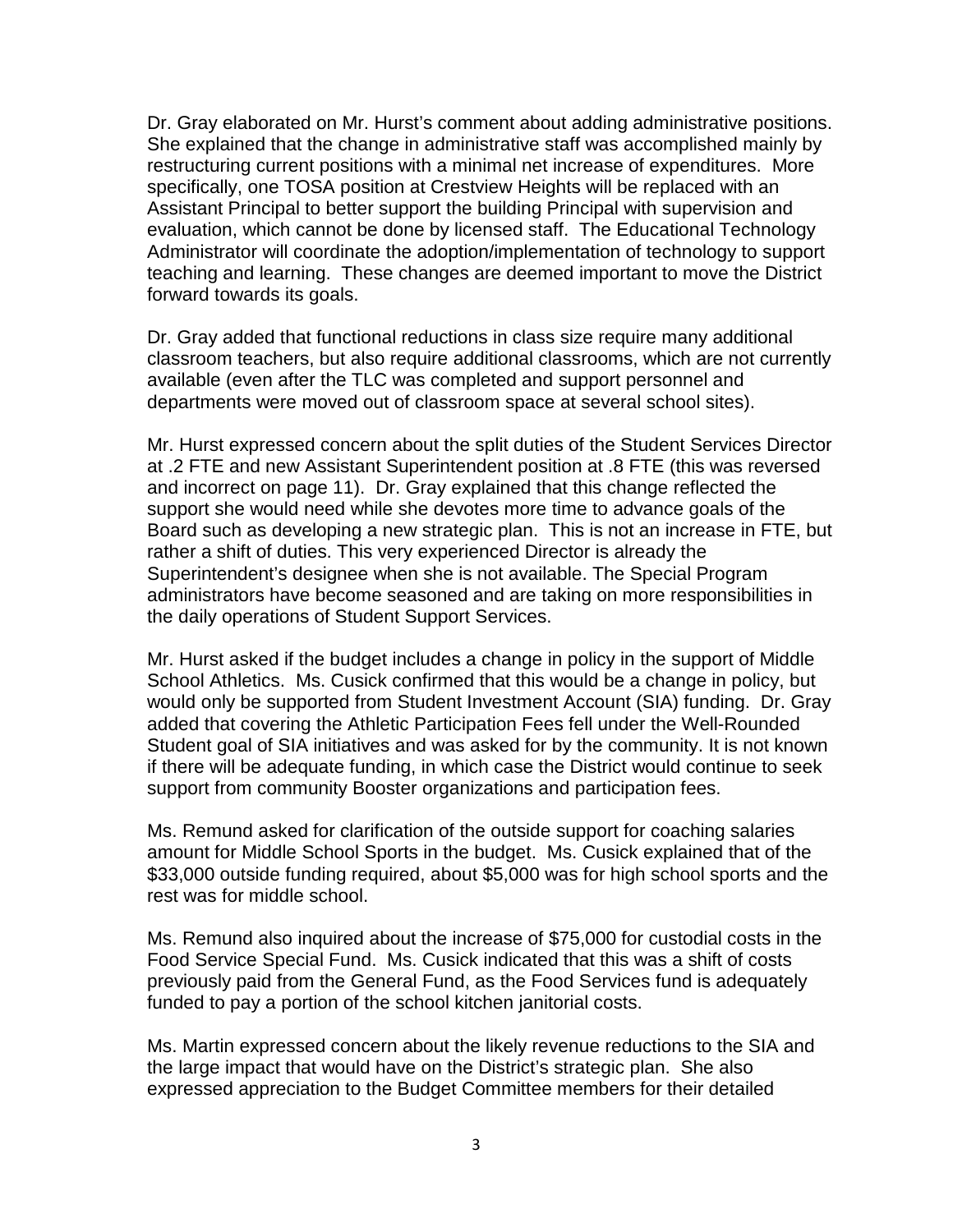Dr. Gray elaborated on Mr. Hurst's comment about adding administrative positions. She explained that the change in administrative staff was accomplished mainly by restructuring current positions with a minimal net increase of expenditures. More specifically, one TOSA position at Crestview Heights will be replaced with an Assistant Principal to better support the building Principal with supervision and evaluation, which cannot be done by licensed staff. The Educational Technology Administrator will coordinate the adoption/implementation of technology to support teaching and learning. These changes are deemed important to move the District forward towards its goals.

Dr. Gray added that functional reductions in class size require many additional classroom teachers, but also require additional classrooms, which are not currently available (even after the TLC was completed and support personnel and departments were moved out of classroom space at several school sites).

Mr. Hurst expressed concern about the split duties of the Student Services Director at .2 FTE and new Assistant Superintendent position at .8 FTE (this was reversed and incorrect on page 11). Dr. Gray explained that this change reflected the support she would need while she devotes more time to advance goals of the Board such as developing a new strategic plan. This is not an increase in FTE, but rather a shift of duties. This very experienced Director is already the Superintendent's designee when she is not available. The Special Program administrators have become seasoned and are taking on more responsibilities in the daily operations of Student Support Services.

Mr. Hurst asked if the budget includes a change in policy in the support of Middle School Athletics. Ms. Cusick confirmed that this would be a change in policy, but would only be supported from Student Investment Account (SIA) funding. Dr. Gray added that covering the Athletic Participation Fees fell under the Well-Rounded Student goal of SIA initiatives and was asked for by the community. It is not known if there will be adequate funding, in which case the District would continue to seek support from community Booster organizations and participation fees.

Ms. Remund asked for clarification of the outside support for coaching salaries amount for Middle School Sports in the budget. Ms. Cusick explained that of the $33,000 outside funding required, about $5,000 was for high school sports and the rest was for middle school.

Ms. Remund also inquired about the increase of $75,000 for custodial costs in the Food Service Special Fund. Ms. Cusick indicated that this was a shift of costs previously paid from the General Fund, as the Food Services fund is adequately funded to pay a portion of the school kitchen janitorial costs.

Ms. Martin expressed concern about the likely revenue reductions to the SIA and the large impact that would have on the District's strategic plan. She also expressed appreciation to the Budget Committee members for their detailed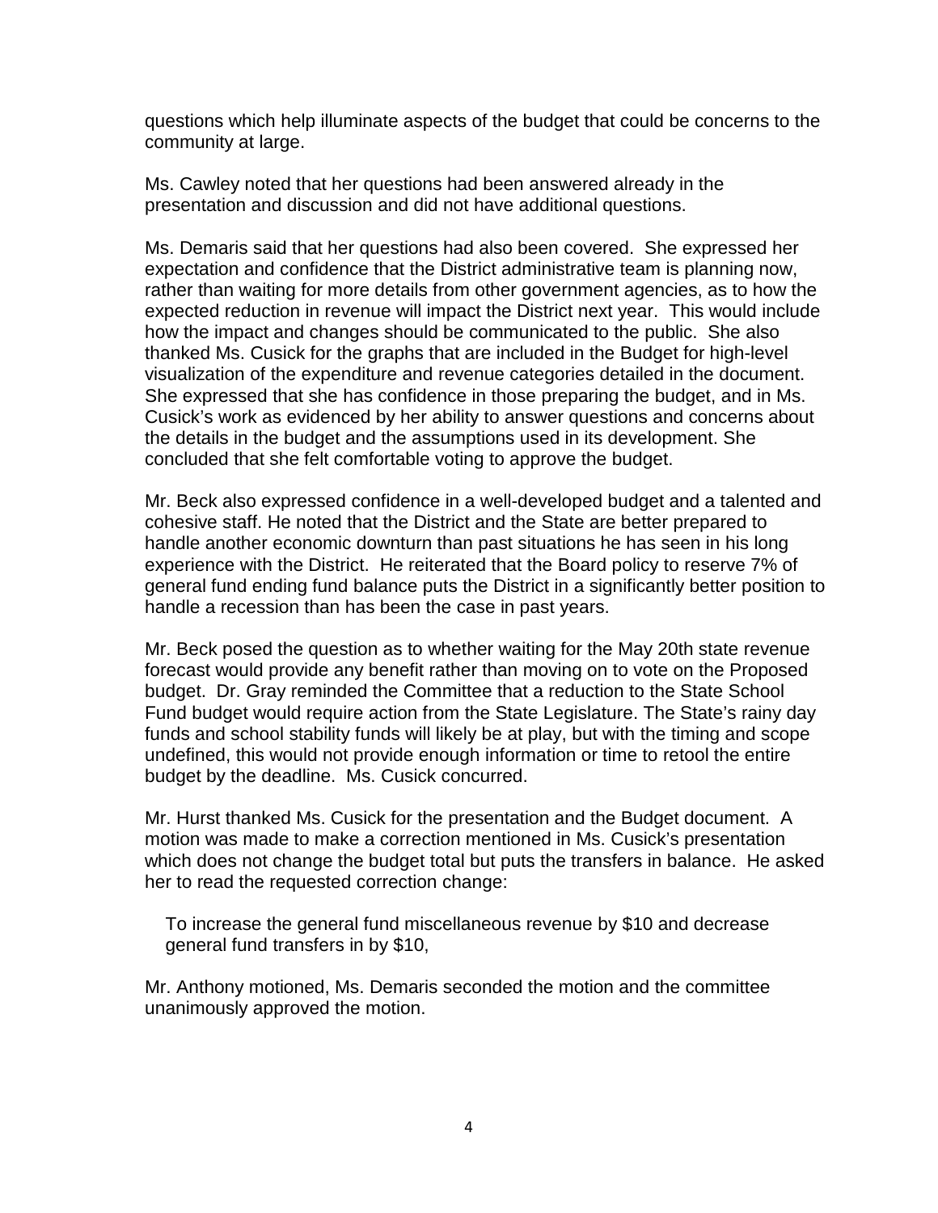questions which help illuminate aspects of the budget that could be concerns to the community at large.

Ms. Cawley noted that her questions had been answered already in the presentation and discussion and did not have additional questions.

Ms. Demaris said that her questions had also been covered. She expressed her expectation and confidence that the District administrative team is planning now, rather than waiting for more details from other government agencies, as to how the expected reduction in revenue will impact the District next year. This would include how the impact and changes should be communicated to the public. She also thanked Ms. Cusick for the graphs that are included in the Budget for high-level visualization of the expenditure and revenue categories detailed in the document. She expressed that she has confidence in those preparing the budget, and in Ms. Cusick's work as evidenced by her ability to answer questions and concerns about the details in the budget and the assumptions used in its development. She concluded that she felt comfortable voting to approve the budget.

Mr. Beck also expressed confidence in a well-developed budget and a talented and cohesive staff. He noted that the District and the State are better prepared to handle another economic downturn than past situations he has seen in his long experience with the District. He reiterated that the Board policy to reserve 7% of general fund ending fund balance puts the District in a significantly better position to handle a recession than has been the case in past years.

Mr. Beck posed the question as to whether waiting for the May 20th state revenue forecast would provide any benefit rather than moving on to vote on the Proposed budget. Dr. Gray reminded the Committee that a reduction to the State School Fund budget would require action from the State Legislature. The State's rainy day funds and school stability funds will likely be at play, but with the timing and scope undefined, this would not provide enough information or time to retool the entire budget by the deadline. Ms. Cusick concurred.

Mr. Hurst thanked Ms. Cusick for the presentation and the Budget document. A motion was made to make a correction mentioned in Ms. Cusick's presentation which does not change the budget total but puts the transfers in balance. He asked her to read the requested correction change:

> To increase the general fund miscellaneous revenue by $10 and decrease general fund transfers in by $10,

Mr. Anthony motioned, Ms. Demaris seconded the motion and the committee unanimously approved the motion.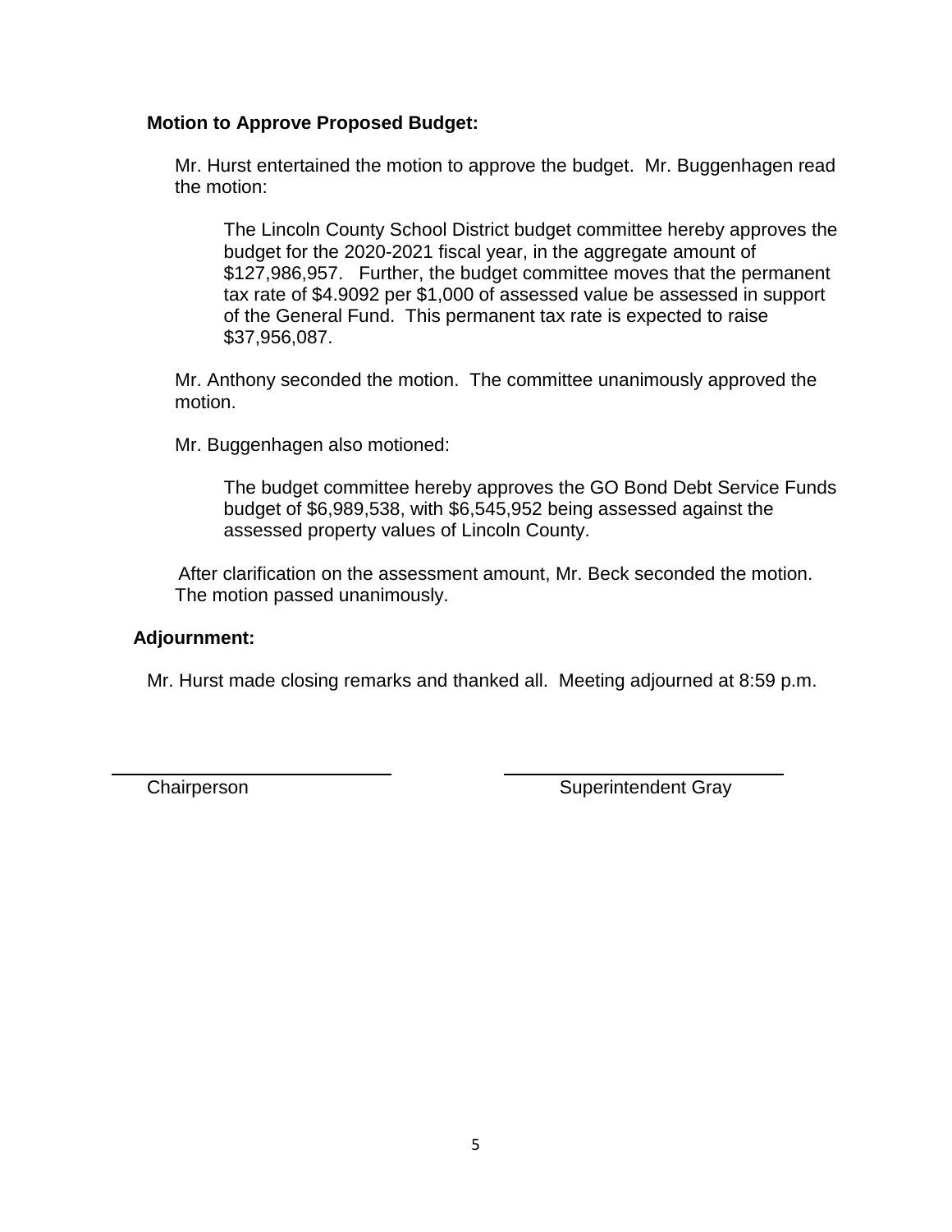**Motion to Approve Proposed Budget:**

Mr. Hurst entertained the motion to approve the budget. Mr. Buggenhagen read the motion:

> The Lincoln County School District budget committee hereby approves the budget for the 2020-2021 fiscal year, in the aggregate amount of $127,986,957. Further, the budget committee moves that the permanent tax rate of $4.9092 per $1,000 of assessed value be assessed in support of the General Fund. This permanent tax rate is expected to raise $37,956,087.

Mr. Anthony seconded the motion. The committee unanimously approved the motion.

Mr. Buggenhagen also motioned:

> The budget committee hereby approves the GO Bond Debt Service Funds budget of $6,989,538, with $6,545,952 being assessed against the assessed property values of Lincoln County.

After clarification on the assessment amount, Mr. Beck seconded the motion. The motion passed unanimously.

**Adjournment:**

Mr. Hurst made closing remarks and thanked all. Meeting adjourned at 8:59 p.m.

Chairperson

Superintendent Gray